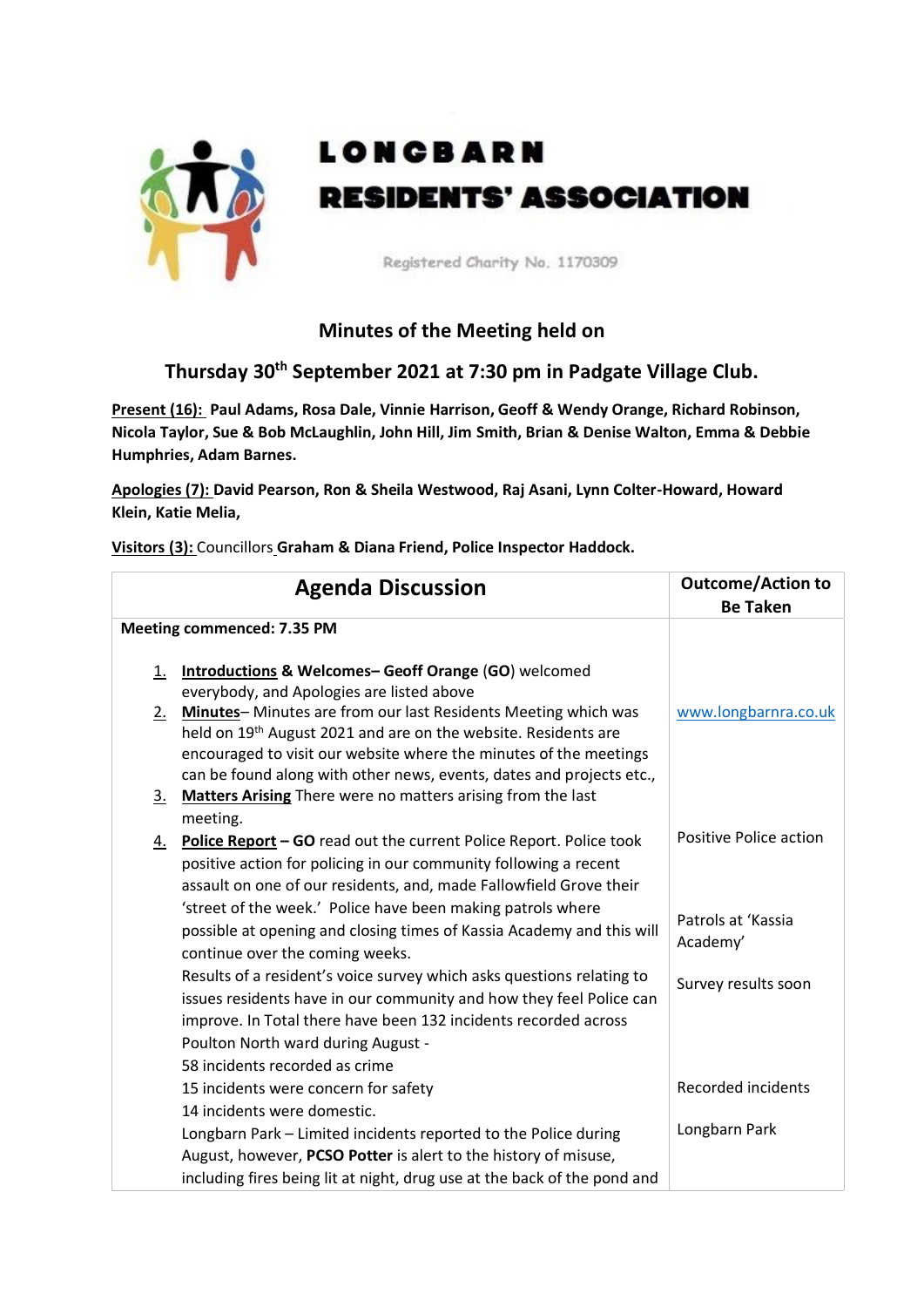# LONGBARN RESIDENTS' ASSOCIATION

Registered Charity No. 1170309

## Minutes of the Meeting held on

## Thursday 30th September 2021 at 7:30 pm in Padgate Village Club.

**Present (16): Paul Adams, Rosa Dale, Vinnie Harrison, Geoff & Wendy Orange, Richard Robinson, Nicola Taylor, Sue & Bob McLaughlin, John Hill, Jim Smith, Brian & Denise Walton, Emma & Debbie Humphries, Adam Barnes.**

**Apologies (7): David Pearson, Ron & Sheila Westwood, Raj Asani, Lynn Colter-Howard, Howard Klein, Katie Melia,**

**Visitors (3):** Councillors **Graham & Diana Friend, Police Inspector Haddock.**

| Agenda Discussion | Outcome/Action to Be Taken |
|---|---|
| **Meeting commenced: 7.35 PM** | |
| 1. **Introductions & Welcomes– Geoff Orange** (**GO**) welcomed everybody, and Apologies are listed above | |
| 2. **Minutes**– Minutes are from our last Residents Meeting which was held on 19th August 2021 and are on the website. Residents are encouraged to visit our website where the minutes of the meetings can be found along with other news, events, dates and projects etc., | www.longbarnra.co.uk |
| 3. **Matters Arising** There were no matters arising from the last meeting. | |
| 4. **Police Report – GO** read out the current Police Report. Police took positive action for policing in our community following a recent assault on one of our residents, and, made Fallowfield Grove their 'street of the week.' Police have been making patrols where possible at opening and closing times of Kassia Academy and this will continue over the coming weeks. | Positive Police action<br><br>Patrols at 'Kassia Academy' |
| Results of a resident's voice survey which asks questions relating to issues residents have in our community and how they feel Police can improve. In Total there have been 132 incidents recorded across Poulton North ward during August -<br>58 incidents recorded as crime<br>15 incidents were concern for safety<br>14 incidents were domestic. | Survey results soon<br><br>Recorded incidents |
| Longbarn Park – Limited incidents reported to the Police during August, however, **PCSO Potter** is alert to the history of misuse, including fires being lit at night, drug use at the back of the pond and | Longbarn Park |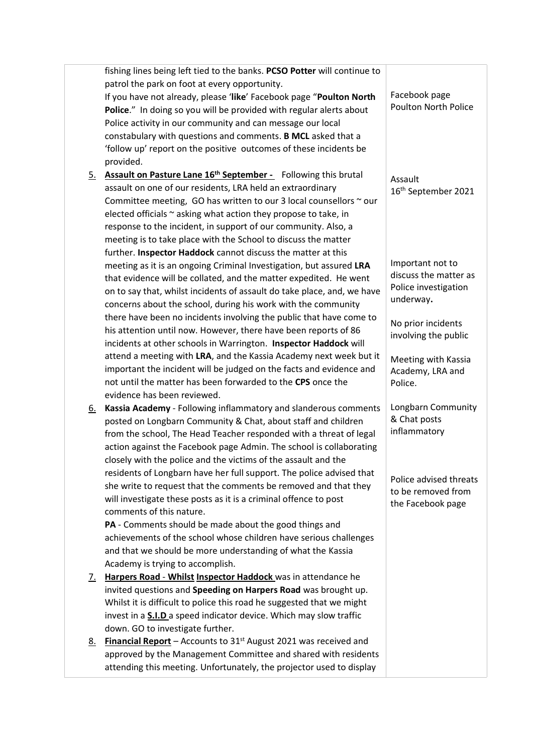| | |
|---|---|
| fishing lines being left tied to the banks. **PCSO Potter** will continue to patrol the park on foot at every opportunity.<br>If you have not already, please '**like**' Facebook page "**Poulton North Police**." In doing so you will be provided with regular alerts about Police activity in our community and can message our local constabulary with questions and comments. **B MCL** asked that a 'follow up' report on the positive outcomes of these incidents be provided. | Facebook page Poulton North Police |
| 5. **Assault on Pasture Lane 16th September -** Following this brutal assault on one of our residents, LRA held an extraordinary Committee meeting, GO has written to our 3 local counsellors ~ our elected officials ~ asking what action they propose to take, in response to the incident, in support of our community. Also, a meeting is to take place with the School to discuss the matter further. **Inspector Haddock** cannot discuss the matter at this meeting as it is an ongoing Criminal Investigation, but assured **LRA** that evidence will be collated, and the matter expedited. He went on to say that, whilst incidents of assault do take place, and, we have concerns about the school, during his work with the community there have been no incidents involving the public that have come to his attention until now. However, there have been reports of 86 incidents at other schools in Warrington. **Inspector Haddock** will attend a meeting with **LRA**, and the Kassia Academy next week but it important the incident will be judged on the facts and evidence and not until the matter has been forwarded to the **CPS** once the evidence has been reviewed. | Assault 16th September 2021<br><br>Important not to discuss the matter as Police investigation underway**.**<br><br>No prior incidents involving the public<br><br>Meeting with Kassia Academy, LRA and Police. |
| 6. **Kassia Academy** - Following inflammatory and slanderous comments posted on Longbarn Community & Chat, about staff and children from the school, The Head Teacher responded with a threat of legal action against the Facebook page Admin. The school is collaborating closely with the police and the victims of the assault and the residents of Longbarn have her full support. The police advised that she write to request that the comments be removed and that they will investigate these posts as it is a criminal offence to post comments of this nature.<br>**PA** - Comments should be made about the good things and achievements of the school whose children have serious challenges and that we should be more understanding of what the Kassia Academy is trying to accomplish. | Longbarn Community & Chat posts inflammatory<br><br>Police advised threats to be removed from the Facebook page |
| 7. **Harpers Road - Whilst Inspector Haddock** was in attendance he invited questions and **Speeding on Harpers Road** was brought up. Whilst it is difficult to police this road he suggested that we might invest in a **S.I.D** a speed indicator device. Which may slow traffic down. GO to investigate further. | |
| 8. **Financial Report** – Accounts to 31st August 2021 was received and approved by the Management Committee and shared with residents attending this meeting. Unfortunately, the projector used to display | |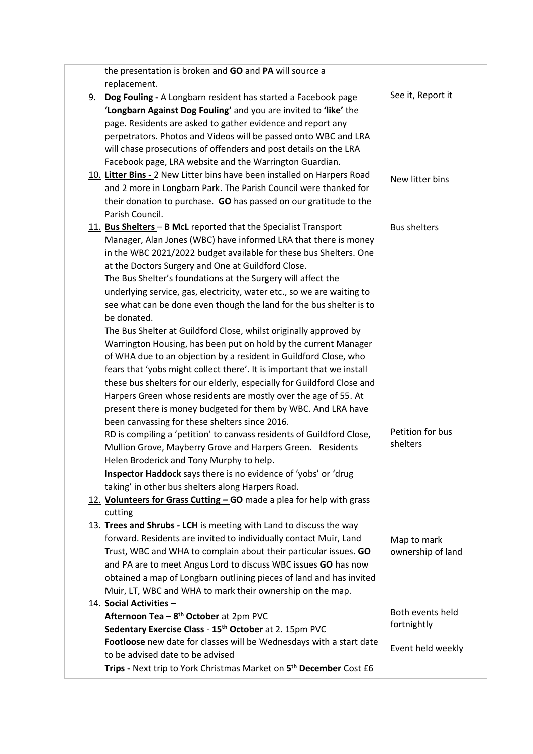| | |
|---|---|
| the presentation is broken and **GO** and **PA** will source a replacement. | |
| 9. **Dog Fouling -** A Longbarn resident has started a Facebook page **'Longbarn Against Dog Fouling'** and you are invited to **'like'** the page. Residents are asked to gather evidence and report any perpetrators. Photos and Videos will be passed onto WBC and LRA will chase prosecutions of offenders and post details on the LRA Facebook page, LRA website and the Warrington Guardian. | See it, Report it |
| 10. **Litter Bins -** 2 New Litter bins have been installed on Harpers Road and 2 more in Longbarn Park. The Parish Council were thanked for their donation to purchase. **GO** has passed on our gratitude to the Parish Council. | New litter bins |
| 11. **Bus Shelters** – **B McL** reported that the Specialist Transport Manager, Alan Jones (WBC) have informed LRA that there is money in the WBC 2021/2022 budget available for these bus Shelters. One at the Doctors Surgery and One at Guildford Close. The Bus Shelter's foundations at the Surgery will affect the underlying service, gas, electricity, water etc., so we are waiting to see what can be done even though the land for the bus shelter is to be donated. The Bus Shelter at Guildford Close, whilst originally approved by Warrington Housing, has been put on hold by the current Manager of WHA due to an objection by a resident in Guildford Close, who fears that 'yobs might collect there'. It is important that we install these bus shelters for our elderly, especially for Guildford Close and Harpers Green whose residents are mostly over the age of 55. At present there is money budgeted for them by WBC. And LRA have been canvassing for these shelters since 2016. | Bus shelters |
| RD is compiling a 'petition' to canvass residents of Guildford Close, Mullion Grove, Mayberry Grove and Harpers Green. Residents Helen Broderick and Tony Murphy to help. **Inspector Haddock** says there is no evidence of 'yobs' or 'drug taking' in other bus shelters along Harpers Road. | Petition for bus shelters |
| 12. **Volunteers for Grass Cutting – GO** made a plea for help with grass cutting | |
| 13. **Trees and Shrubs - LCH** is meeting with Land to discuss the way forward. Residents are invited to individually contact Muir, Land Trust, WBC and WHA to complain about their particular issues. **GO** and PA are to meet Angus Lord to discuss WBC issues **GO** has now obtained a map of Longbarn outlining pieces of land and has invited Muir, LT, WBC and WHA to mark their ownership on the map. | Map to mark ownership of land |
| 14. **Social Activities –** **Afternoon Tea – 8th October** at 2pm PVC **Sedentary Exercise Class** - **15th October** at 2. 15pm PVC | Both events held fortnightly |
| **Footloose** new date for classes will be Wednesdays with a start date to be advised date to be advised | Event held weekly |
| **Trips -** Next trip to York Christmas Market on **5th December** Cost £6 | |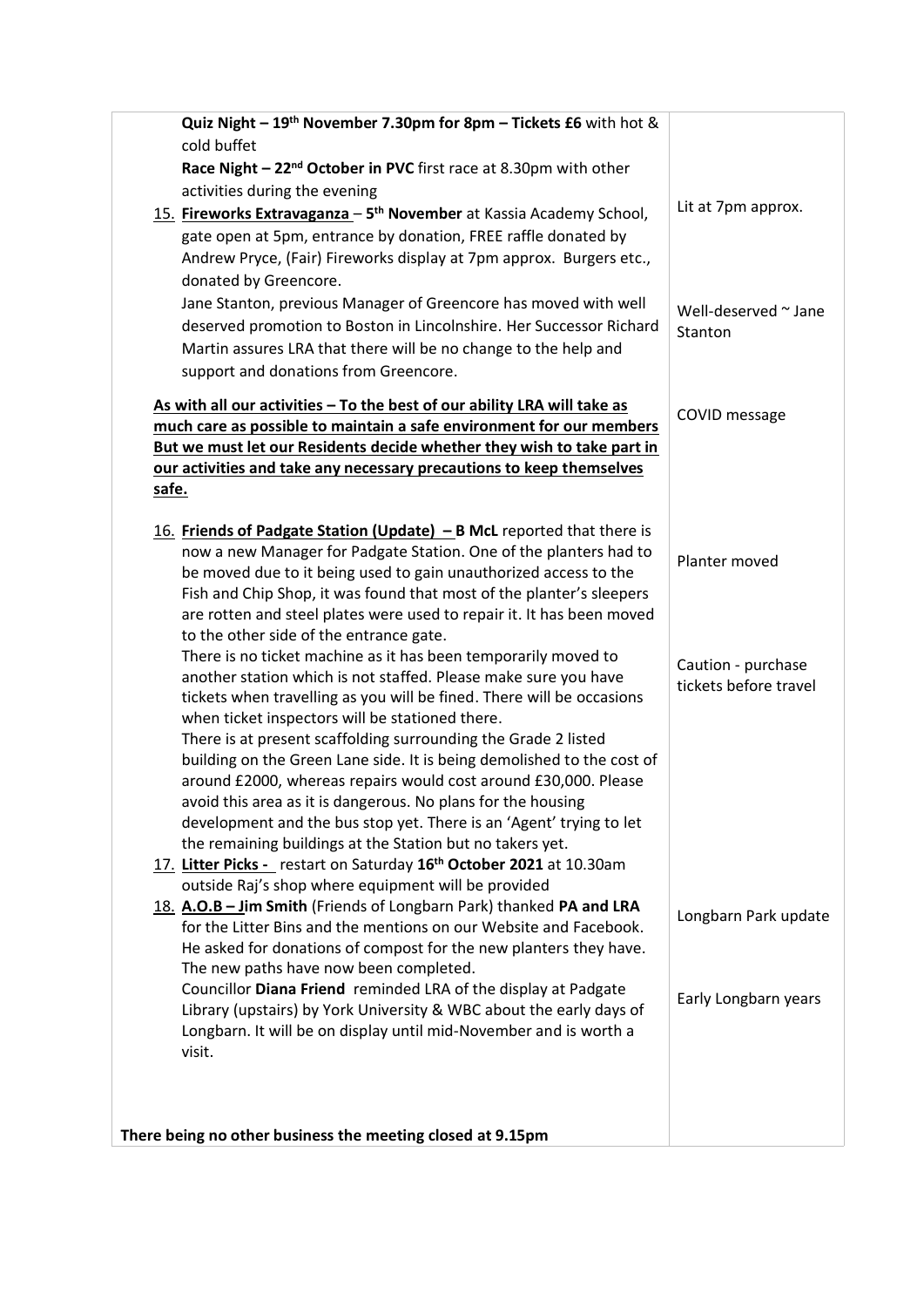| | |
|---|---|
| **Quiz Night – 19th November 7.30pm for 8pm – Tickets £6** with hot & cold buffet<br>**Race Night – 22nd October in PVC** first race at 8.30pm with other activities during the evening<br>15. **Fireworks Extravaganza** – **5th November** at Kassia Academy School, gate open at 5pm, entrance by donation, FREE raffle donated by Andrew Pryce, (Fair) Fireworks display at 7pm approx. Burgers etc., donated by Greencore.<br>Jane Stanton, previous Manager of Greencore has moved with well deserved promotion to Boston in Lincolnshire. Her Successor Richard Martin assures LRA that there will be no change to the help and support and donations from Greencore. | Lit at 7pm approx.<br><br>Well-deserved ~ Jane Stanton |
| **As with all our activities – To the best of our ability LRA will take as much care as possible to maintain a safe environment for our members But we must let our Residents decide whether they wish to take part in our activities and take any necessary precautions to keep themselves safe.** | COVID message |
| 16. **Friends of Padgate Station (Update) – B McL** reported that there is now a new Manager for Padgate Station. One of the planters had to be moved due to it being used to gain unauthorized access to the Fish and Chip Shop, it was found that most of the planter's sleepers are rotten and steel plates were used to repair it. It has been moved to the other side of the entrance gate.<br>There is no ticket machine as it has been temporarily moved to another station which is not staffed. Please make sure you have tickets when travelling as you will be fined. There will be occasions when ticket inspectors will be stationed there.<br>There is at present scaffolding surrounding the Grade 2 listed building on the Green Lane side. It is being demolished to the cost of around £2000, whereas repairs would cost around £30,000. Please avoid this area as it is dangerous. No plans for the housing development and the bus stop yet. There is an 'Agent' trying to let the remaining buildings at the Station but no takers yet.<br>17. **Litter Picks -** restart on Saturday **16th October 2021** at 10.30am outside Raj's shop where equipment will be provided<br>18. **A.O.B – Jim Smith** (Friends of Longbarn Park) thanked **PA and LRA** for the Litter Bins and the mentions on our Website and Facebook. He asked for donations of compost for the new planters they have. The new paths have now been completed.<br>Councillor **Diana Friend** reminded LRA of the display at Padgate Library (upstairs) by York University & WBC about the early days of Longbarn. It will be on display until mid-November and is worth a visit. | Planter moved<br><br>Caution - purchase tickets before travel<br><br>Longbarn Park update<br><br>Early Longbarn years |
| **There being no other business the meeting closed at 9.15pm** | |